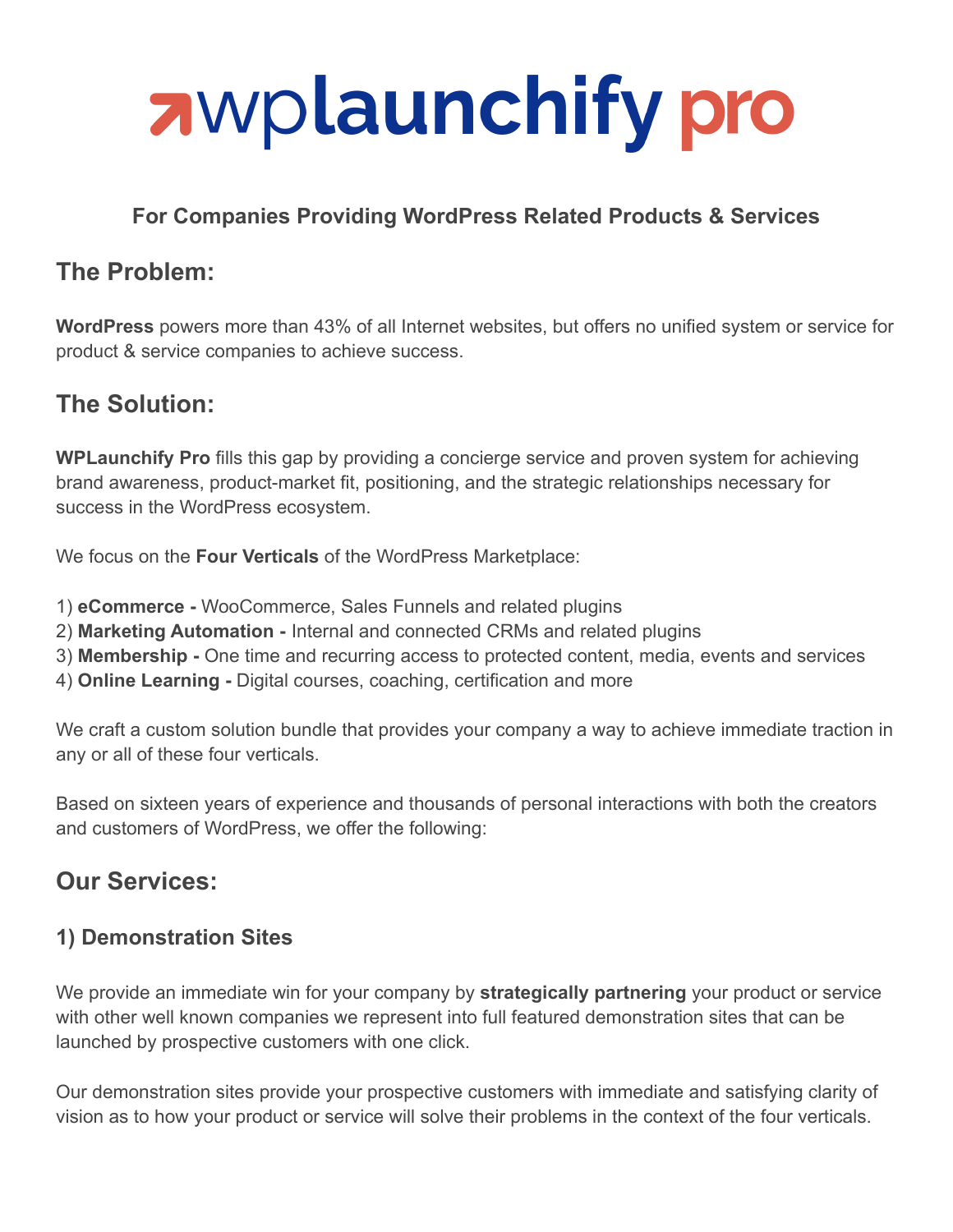# wplaunchify pro

**For Companies Providing WordPress Related Products & Services**

## The Problem:

**WordPress** powers more than 43% of all Internet websites, but offers no unified system or service for product & service companies to achieve success.

## The Solution:

**WPLaunchify Pro** fills this gap by providing a concierge service and proven system for achieving brand awareness, product-market fit, positioning, and the strategic relationships necessary for success in the WordPress ecosystem.

We focus on the **Four Verticals** of the WordPress Marketplace:

1) **eCommerce -** WooCommerce, Sales Funnels and related plugins
2) **Marketing Automation -** Internal and connected CRMs and related plugins
3) **Membership -** One time and recurring access to protected content, media, events and services
4) **Online Learning -** Digital courses, coaching, certification and more

We craft a custom solution bundle that provides your company a way to achieve immediate traction in any or all of these four verticals.

Based on sixteen years of experience and thousands of personal interactions with both the creators and customers of WordPress, we offer the following:

## Our Services:

### 1) Demonstration Sites

We provide an immediate win for your company by **strategically partnering** your product or service with other well known companies we represent into full featured demonstration sites that can be launched by prospective customers with one click.

Our demonstration sites provide your prospective customers with immediate and satisfying clarity of vision as to how your product or service will solve their problems in the context of the four verticals.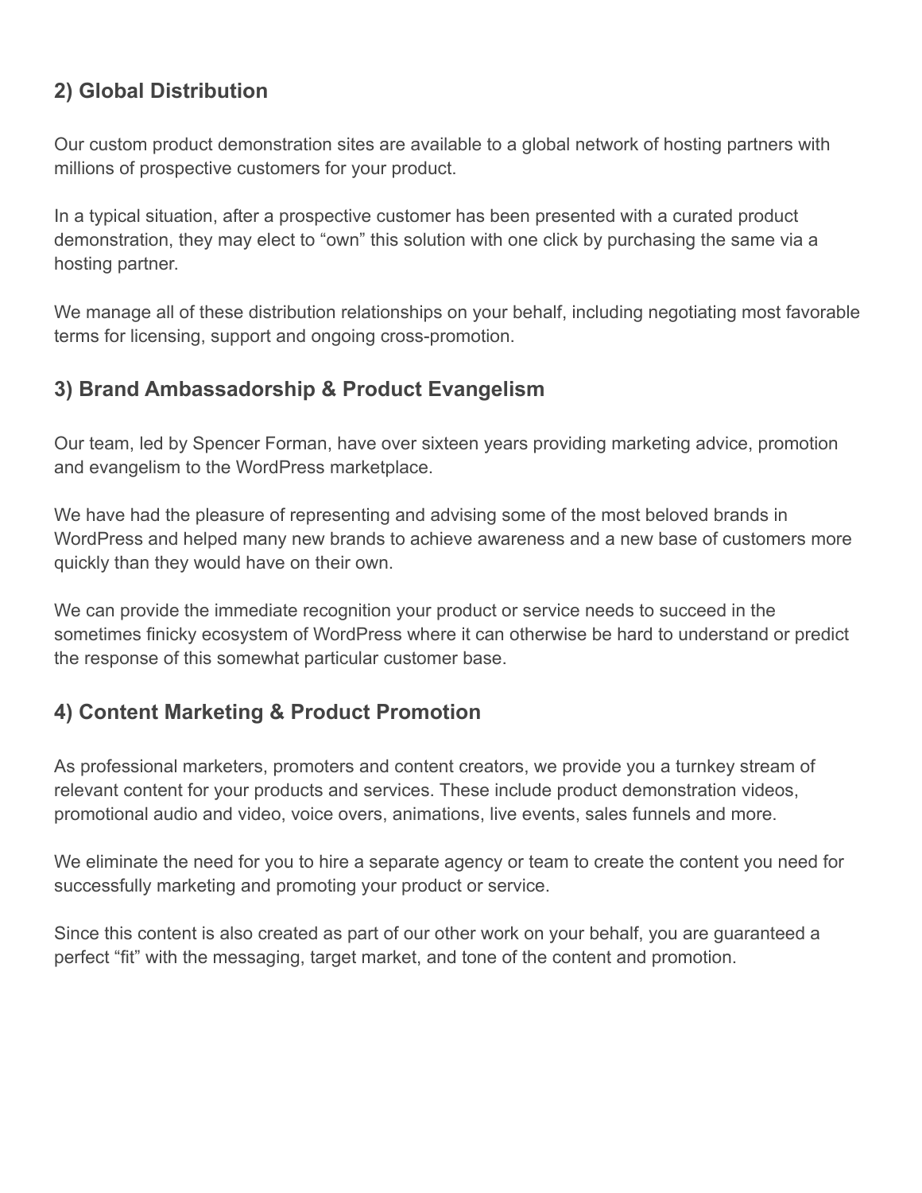## 2) Global Distribution

Our custom product demonstration sites are available to a global network of hosting partners with millions of prospective customers for your product.

In a typical situation, after a prospective customer has been presented with a curated product demonstration, they may elect to "own" this solution with one click by purchasing the same via a hosting partner.

We manage all of these distribution relationships on your behalf, including negotiating most favorable terms for licensing, support and ongoing cross-promotion.

## 3) Brand Ambassadorship & Product Evangelism

Our team, led by Spencer Forman, have over sixteen years providing marketing advice, promotion and evangelism to the WordPress marketplace.

We have had the pleasure of representing and advising some of the most beloved brands in WordPress and helped many new brands to achieve awareness and a new base of customers more quickly than they would have on their own.

We can provide the immediate recognition your product or service needs to succeed in the sometimes finicky ecosystem of WordPress where it can otherwise be hard to understand or predict the response of this somewhat particular customer base.

## 4) Content Marketing & Product Promotion

As professional marketers, promoters and content creators, we provide you a turnkey stream of relevant content for your products and services. These include product demonstration videos, promotional audio and video, voice overs, animations, live events, sales funnels and more.

We eliminate the need for you to hire a separate agency or team to create the content you need for successfully marketing and promoting your product or service.

Since this content is also created as part of our other work on your behalf, you are guaranteed a perfect "fit" with the messaging, target market, and tone of the content and promotion.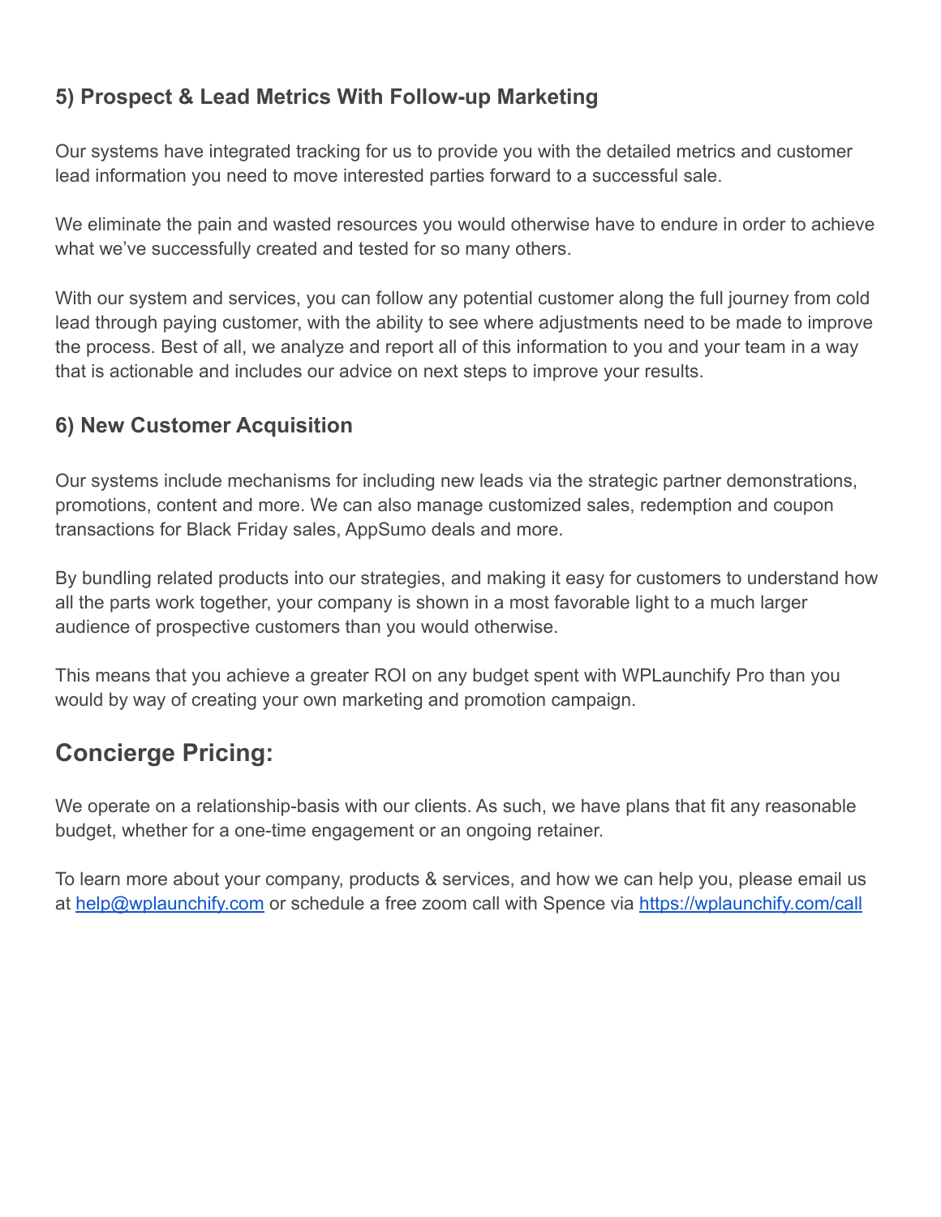### 5) Prospect & Lead Metrics With Follow-up Marketing

Our systems have integrated tracking for us to provide you with the detailed metrics and customer lead information you need to move interested parties forward to a successful sale.

We eliminate the pain and wasted resources you would otherwise have to endure in order to achieve what we've successfully created and tested for so many others.

With our system and services, you can follow any potential customer along the full journey from cold lead through paying customer, with the ability to see where adjustments need to be made to improve the process. Best of all, we analyze and report all of this information to you and your team in a way that is actionable and includes our advice on next steps to improve your results.

### 6) New Customer Acquisition

Our systems include mechanisms for including new leads via the strategic partner demonstrations, promotions, content and more. We can also manage customized sales, redemption and coupon transactions for Black Friday sales, AppSumo deals and more.

By bundling related products into our strategies, and making it easy for customers to understand how all the parts work together, your company is shown in a most favorable light to a much larger audience of prospective customers than you would otherwise.

This means that you achieve a greater ROI on any budget spent with WPLaunchify Pro than you would by way of creating your own marketing and promotion campaign.

## Concierge Pricing:

We operate on a relationship-basis with our clients. As such, we have plans that fit any reasonable budget, whether for a one-time engagement or an ongoing retainer.

To learn more about your company, products & services, and how we can help you, please email us at [help@wplaunchify.com](mailto:help@wplaunchify.com) or schedule a free zoom call with Spence via [https://wplaunchify.com/call](https://wplaunchify.com/call)